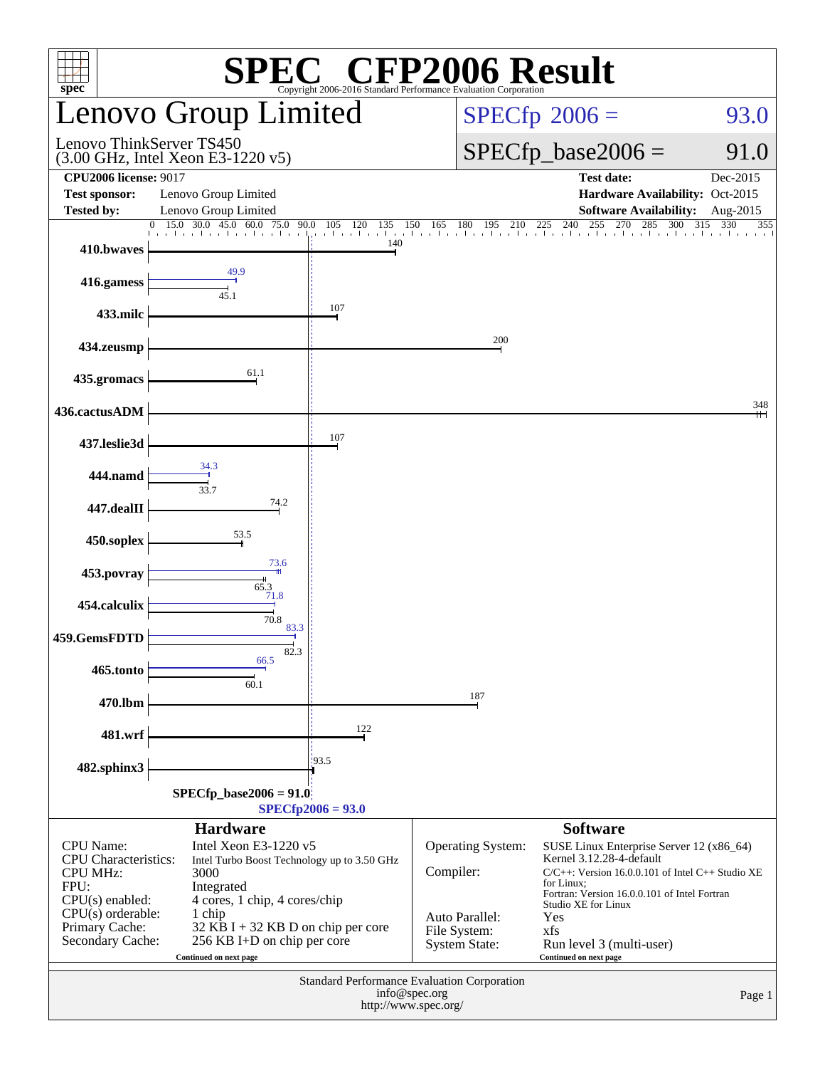# SPEC CFP2006 Result

Copyright 2006-2016 Standard Performance Evaluation Corporation

## Lenovo Group Limited

Lenovo ThinkServer TS450
(3.00 GHz, Intel Xeon E3-1220 v5)

SPECfp 2006 = 93.0

SPECfp_base2006 = 91.0

| | | | |
|---|---|---|---|
| **CPU2006 license:** 9017 | | **Test date:** | Dec-2015 |
| **Test sponsor:** | Lenovo Group Limited | **Hardware Availability:** | Oct-2015 |
| **Tested by:** | Lenovo Group Limited | **Software Availability:** | Aug-2015 |

| Benchmark | Base | Peak |
|---|---|---|
| 410.bwaves | 140 | |
| 416.gamess | 45.1 | 49.9 |
| 433.milc | 107 | |
| 434.zeusmp | 200 | |
| 435.gromacs | 61.1 | |
| 436.cactusADM | 348 | |
| 437.leslie3d | 107 | |
| 444.namd | 33.7 | 34.3 |
| 447.dealII | 74.2 | |
| 450.soplex | 53.5 | |
| 453.povray | 65.3 | 73.6 |
| 454.calculix | 70.8 | 71.8 |
| 459.GemsFDTD | 82.3 | 83.3 |
| 465.tonto | 60.1 | 66.5 |
| 470.lbm | 187 | |
| 481.wrf | 122 | |
| 482.sphinx3 | 93.5 | |

SPECfp_base2006 = 91.0

SPECfp2006 = 93.0

### Hardware

| | |
|---|---|
| CPU Name: | Intel Xeon E3-1220 v5 |
| CPU Characteristics: | Intel Turbo Boost Technology up to 3.50 GHz |
| CPU MHz: | 3000 |
| FPU: | Integrated |
| CPU(s) enabled: | 4 cores, 1 chip, 4 cores/chip |
| CPU(s) orderable: | 1 chip |
| Primary Cache: | 32 KB I + 32 KB D on chip per core |
| Secondary Cache: | 256 KB I+D on chip per core |

Continued on next page

### Software

| | |
|---|---|
| Operating System: | SUSE Linux Enterprise Server 12 (x86_64) Kernel 3.12.28-4-default |
| Compiler: | C/C++: Version 16.0.0.101 of Intel C++ Studio XE for Linux; Fortran: Version 16.0.0.101 of Intel Fortran Studio XE for Linux |
| Auto Parallel: | Yes |
| File System: | xfs |
| System State: | Run level 3 (multi-user) |

Continued on next page

Standard Performance Evaluation Corporation
info@spec.org
http://www.spec.org/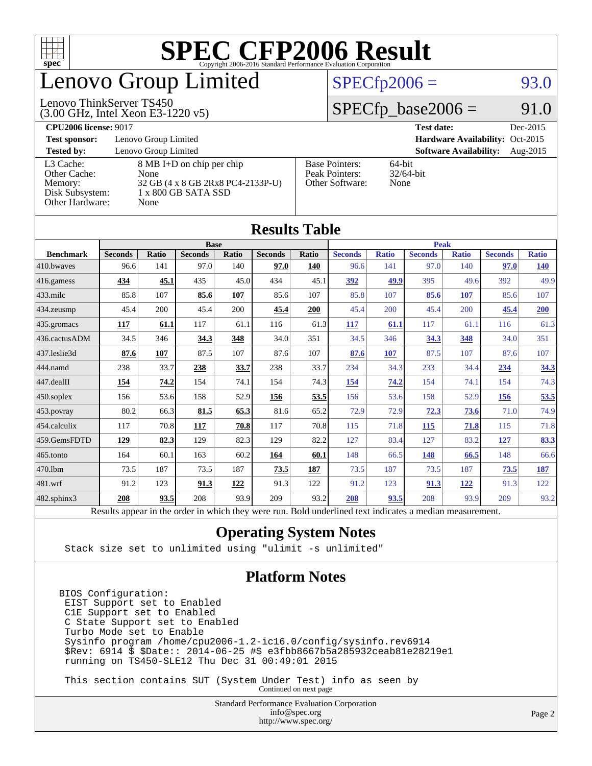# SPEC CFP2006 Result

Copyright 2006-2016 Standard Performance Evaluation Corporation

# Lenovo Group Limited

Lenovo ThinkServer TS450
(3.00 GHz, Intel Xeon E3-1220 v5)

SPECfp2006 = 93.0

SPECfp_base2006 = 91.0

| | | | |
|---|---|---|---|
| **CPU2006 license:** 9017 | | **Test date:** | Dec-2015 |
| **Test sponsor:** | Lenovo Group Limited | **Hardware Availability:** | Oct-2015 |
| **Tested by:** | Lenovo Group Limited | **Software Availability:** | Aug-2015 |

| | |
|---|---|
| L3 Cache: | 8 MB I+D on chip per chip |
| Other Cache: | None |
| Memory: | 32 GB (4 x 8 GB 2Rx8 PC4-2133P-U) |
| Disk Subsystem: | 1 x 800 GB SATA SSD |
| Other Hardware: | None |

| | |
|---|---|
| Base Pointers: | 64-bit |
| Peak Pointers: | 32/64-bit |
| Other Software: | None |

## Results Table

| | Base | | | | | | Peak | | | | | |
|---|---|---|---|---|---|---|---|---|---|---|---|---|
| **Benchmark** | **Seconds** | **Ratio** | **Seconds** | **Ratio** | **Seconds** | **Ratio** | **Seconds** | **Ratio** | **Seconds** | **Ratio** | **Seconds** | **Ratio** |
| 410.bwaves | 96.6 | 141 | 97.0 | 140 | **97.0** | **140** | 96.6 | 141 | 97.0 | 140 | **97.0** | **140** |
| 416.gamess | **434** | **45.1** | 435 | 45.0 | 434 | 45.1 | **392** | **49.9** | 395 | 49.6 | 392 | 49.9 |
| 433.milc | 85.8 | 107 | **85.6** | **107** | 85.6 | 107 | 85.8 | 107 | **85.6** | **107** | 85.6 | 107 |
| 434.zeusmp | 45.4 | 200 | 45.4 | 200 | **45.4** | **200** | 45.4 | 200 | 45.4 | 200 | **45.4** | **200** |
| 435.gromacs | **117** | **61.1** | 117 | 61.1 | 116 | 61.3 | **117** | **61.1** | 117 | 61.1 | 116 | 61.3 |
| 436.cactusADM | 34.5 | 346 | **34.3** | **348** | 34.0 | 351 | 34.5 | 346 | **34.3** | **348** | 34.0 | 351 |
| 437.leslie3d | **87.6** | **107** | 87.5 | 107 | 87.6 | 107 | **87.6** | **107** | 87.5 | 107 | 87.6 | 107 |
| 444.namd | 238 | 33.7 | **238** | **33.7** | 238 | 33.7 | 234 | 34.3 | 233 | 34.4 | **234** | **34.3** |
| 447.dealII | **154** | **74.2** | 154 | 74.1 | 154 | 74.3 | **154** | **74.2** | 154 | 74.1 | 154 | 74.3 |
| 450.soplex | 156 | 53.6 | 158 | 52.9 | **156** | **53.5** | 156 | 53.6 | 158 | 52.9 | **156** | **53.5** |
| 453.povray | 80.2 | 66.3 | **81.5** | **65.3** | 81.6 | 65.2 | 72.9 | 72.9 | **72.3** | **73.6** | 71.0 | 74.9 |
| 454.calculix | 117 | 70.8 | **117** | **70.8** | 117 | 70.8 | 115 | 71.8 | **115** | **71.8** | 115 | 71.8 |
| 459.GemsFDTD | **129** | **82.3** | 129 | 82.3 | 129 | 82.2 | 127 | 83.4 | 127 | 83.2 | **127** | **83.3** |
| 465.tonto | 164 | 60.1 | 163 | 60.2 | **164** | **60.1** | 148 | 66.5 | **148** | **66.5** | 148 | 66.6 |
| 470.lbm | 73.5 | 187 | 73.5 | 187 | **73.5** | **187** | 73.5 | 187 | 73.5 | 187 | **73.5** | **187** |
| 481.wrf | 91.2 | 123 | **91.3** | **122** | 91.3 | 122 | 91.2 | 123 | **91.3** | **122** | 91.3 | 122 |
| 482.sphinx3 | **208** | **93.5** | 208 | 93.9 | 209 | 93.2 | **208** | **93.5** | 208 | 93.9 | 209 | 93.2 |

Results appear in the order in which they were run. Bold underlined text indicates a median measurement.

## Operating System Notes

```
Stack size set to unlimited using "ulimit -s unlimited"
```

## Platform Notes

```
BIOS Configuration:
 EIST Support set to Enabled
 C1E Support set to Enabled
 C State Support set to Enabled
 Turbo Mode set to Enable
 Sysinfo program /home/cpu2006-1.2-ic16.0/config/sysinfo.rev6914
 $Rev: 6914 $ $Date:: 2014-06-25 #$ e3fbb8667b5a285932ceab81e28219e1
 running on TS450-SLE12 Thu Dec 31 00:49:01 2015

 This section contains SUT (System Under Test) info as seen by
```

Continued on next page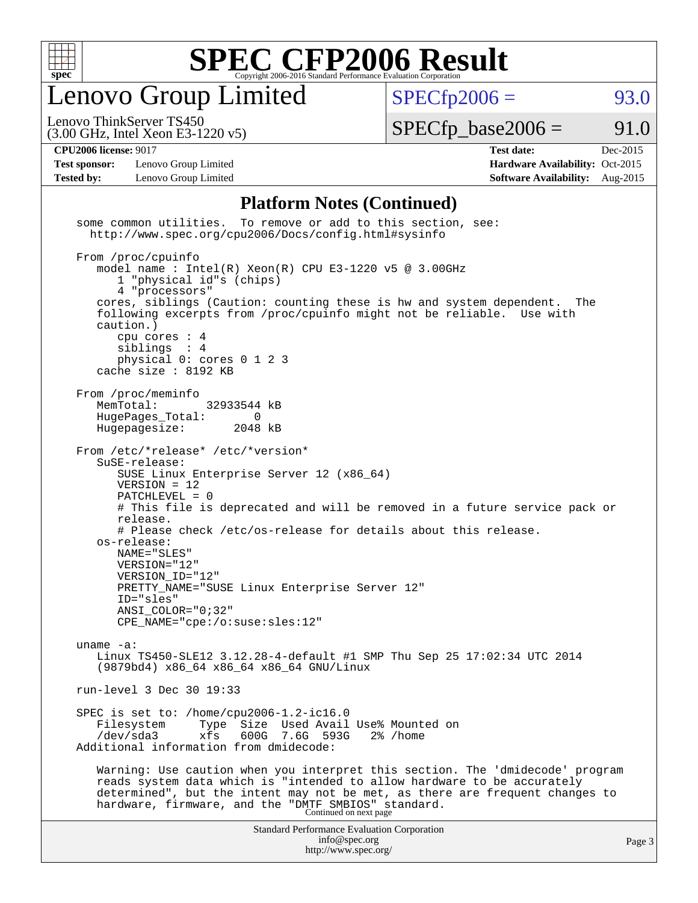# SPEC CFP2006 Result

Copyright 2006-2016 Standard Performance Evaluation Corporation

## Lenovo Group Limited

Lenovo ThinkServer TS450
(3.00 GHz, Intel Xeon E3-1220 v5)

SPECfp2006 = 93.0

SPECfp_base2006 = 91.0

| | | | |
|---|---|---|---|
| **CPU2006 license:** 9017 | | **Test date:** | Dec-2015 |
| **Test sponsor:** | Lenovo Group Limited | **Hardware Availability:** | Oct-2015 |
| **Tested by:** | Lenovo Group Limited | **Software Availability:** | Aug-2015 |

### Platform Notes (Continued)

```
some common utilities.  To remove or add to this section, see:
  http://www.spec.org/cpu2006/Docs/config.html#sysinfo

From /proc/cpuinfo
   model name : Intel(R) Xeon(R) CPU E3-1220 v5 @ 3.00GHz
      1 "physical id"s (chips)
      4 "processors"
   cores, siblings (Caution: counting these is hw and system dependent.  The
   following excerpts from /proc/cpuinfo might not be reliable.  Use with
   caution.)
      cpu cores : 4
      siblings  : 4
      physical 0: cores 0 1 2 3
   cache size : 8192 KB

From /proc/meminfo
   MemTotal:       32933544 kB
   HugePages_Total:       0
   Hugepagesize:       2048 kB

From /etc/*release* /etc/*version*
   SuSE-release:
      SUSE Linux Enterprise Server 12 (x86_64)
      VERSION = 12
      PATCHLEVEL = 0
      # This file is deprecated and will be removed in a future service pack or
      release.
      # Please check /etc/os-release for details about this release.
   os-release:
      NAME="SLES"
      VERSION="12"
      VERSION_ID="12"
      PRETTY_NAME="SUSE Linux Enterprise Server 12"
      ID="sles"
      ANSI_COLOR="0;32"
      CPE_NAME="cpe:/o:suse:sles:12"

uname -a:
   Linux TS450-SLE12 3.12.28-4-default #1 SMP Thu Sep 25 17:02:34 UTC 2014
   (9879bd4) x86_64 x86_64 x86_64 GNU/Linux

run-level 3 Dec 30 19:33

SPEC is set to: /home/cpu2006-1.2-ic16.0
   Filesystem     Type  Size  Used Avail Use% Mounted on
   /dev/sda3      xfs   600G  7.6G  593G   2% /home
Additional information from dmidecode:

   Warning: Use caution when you interpret this section. The 'dmidecode' program
   reads system data which is "intended to allow hardware to be accurately
   determined", but the intent may not be met, as there are frequent changes to
   hardware, firmware, and the "DMTF SMBIOS" standard.
```

Continued on next page

Standard Performance Evaluation Corporation
info@spec.org
http://www.spec.org/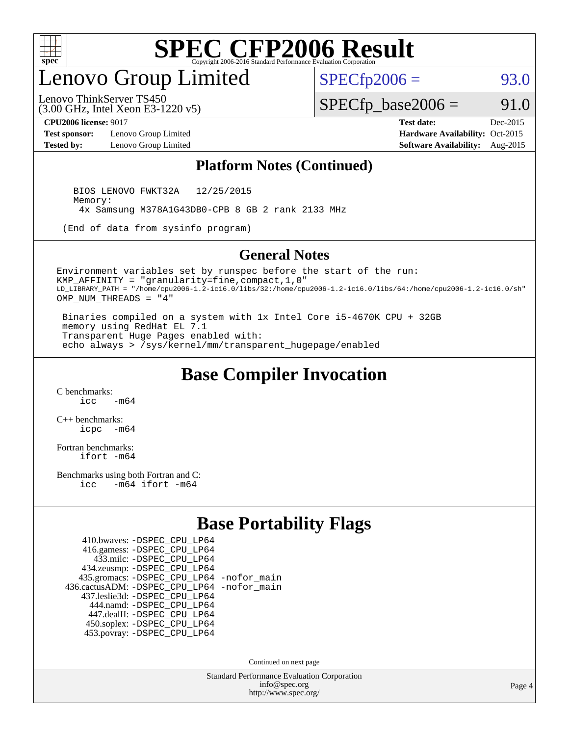# SPEC CFP2006 Result

Copyright 2006-2016 Standard Performance Evaluation Corporation

# Lenovo Group Limited

Lenovo ThinkServer TS450
(3.00 GHz, Intel Xeon E3-1220 v5)

SPECfp2006 = 93.0

SPECfp_base2006 = 91.0

**CPU2006 license:** 9017
**Test sponsor:** Lenovo Group Limited
**Tested by:** Lenovo Group Limited

**Test date:** Dec-2015
**Hardware Availability:** Oct-2015
**Software Availability:** Aug-2015

## Platform Notes (Continued)

```
   BIOS LENOVO FWKT32A   12/25/2015
   Memory:
    4x Samsung M378A1G43DB0-CPB 8 GB 2 rank 2133 MHz

 (End of data from sysinfo program)
```

## General Notes

```
Environment variables set by runspec before the start of the run:
KMP_AFFINITY = "granularity=fine,compact,1,0"
LD_LIBRARY_PATH = "/home/cpu2006-1.2-ic16.0/libs/32:/home/cpu2006-1.2-ic16.0/libs/64:/home/cpu2006-1.2-ic16.0/sh"
OMP_NUM_THREADS = "4"

 Binaries compiled on a system with 1x Intel Core i5-4670K CPU + 32GB
 memory using RedHat EL 7.1
 Transparent Huge Pages enabled with:
 echo always > /sys/kernel/mm/transparent_hugepage/enabled
```

## Base Compiler Invocation

C benchmarks:
```
icc   -m64
```

C++ benchmarks:
```
icpc  -m64
```

Fortran benchmarks:
```
ifort -m64
```

Benchmarks using both Fortran and C:
```
icc   -m64 ifort -m64
```

## Base Portability Flags

```
      410.bwaves: -DSPEC_CPU_LP64
      416.gamess: -DSPEC_CPU_LP64
        433.milc: -DSPEC_CPU_LP64
      434.zeusmp: -DSPEC_CPU_LP64
     435.gromacs: -DSPEC_CPU_LP64 -nofor_main
  436.cactusADM: -DSPEC_CPU_LP64 -nofor_main
    437.leslie3d: -DSPEC_CPU_LP64
       444.namd: -DSPEC_CPU_LP64
     447.dealII: -DSPEC_CPU_LP64
     450.soplex: -DSPEC_CPU_LP64
     453.povray: -DSPEC_CPU_LP64
```

Continued on next page

Standard Performance Evaluation Corporation
info@spec.org
http://www.spec.org/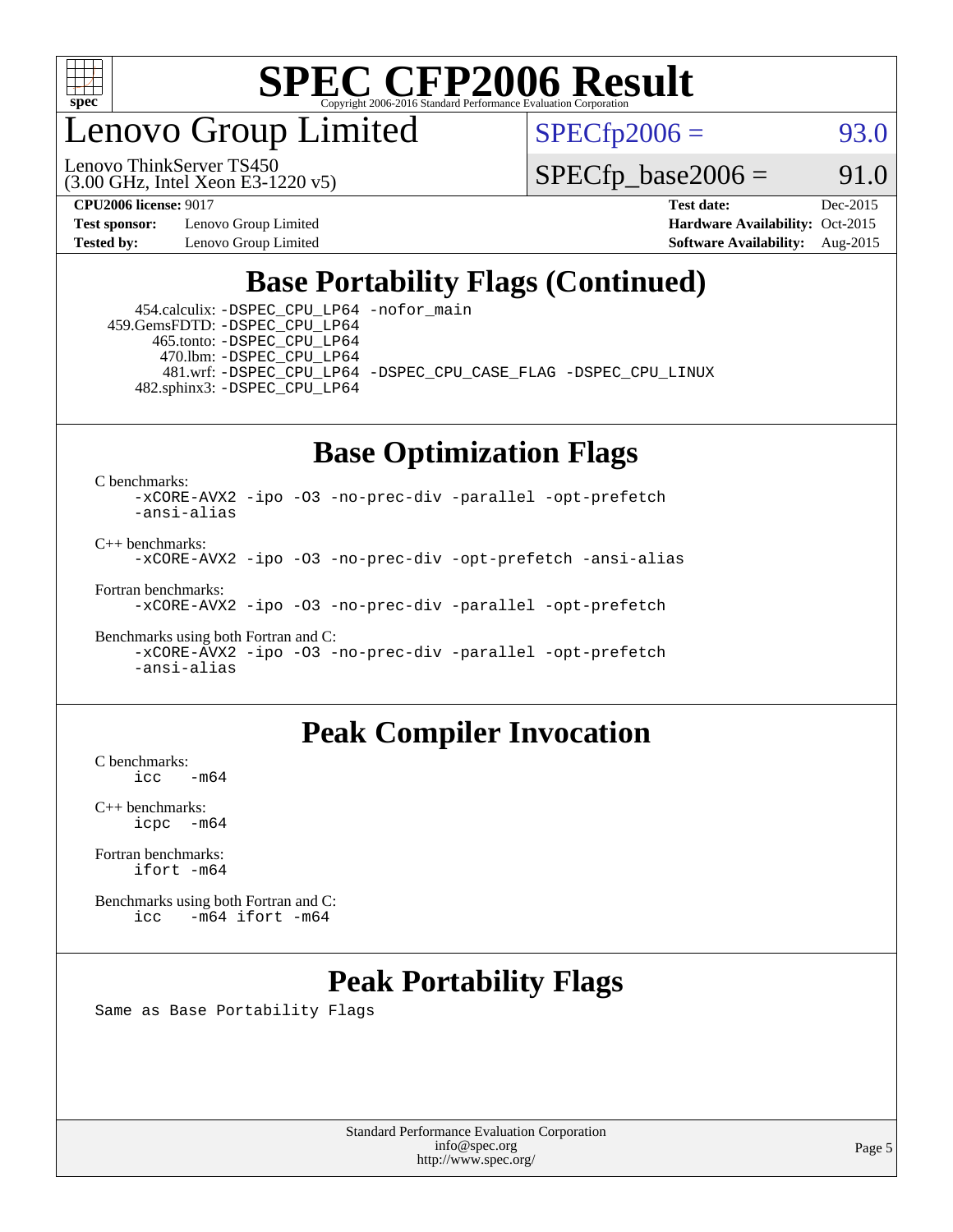# Lenovo Group Limited

Lenovo ThinkServer TS450
(3.00 GHz, Intel Xeon E3-1220 v5)

SPECfp2006 = 93.0

SPECfp_base2006 = 91.0

**CPU2006 license:** 9017
**Test sponsor:** Lenovo Group Limited
**Tested by:** Lenovo Group Limited

**Test date:** Dec-2015
**Hardware Availability:** Oct-2015
**Software Availability:** Aug-2015

## Base Portability Flags (Continued)

454.calculix: `-DSPEC_CPU_LP64 -nofor_main`
459.GemsFDTD: `-DSPEC_CPU_LP64`
465.tonto: `-DSPEC_CPU_LP64`
470.lbm: `-DSPEC_CPU_LP64`
481.wrf: `-DSPEC_CPU_LP64 -DSPEC_CPU_CASE_FLAG -DSPEC_CPU_LINUX`
482.sphinx3: `-DSPEC_CPU_LP64`

## Base Optimization Flags

C benchmarks:
`-xCORE-AVX2 -ipo -O3 -no-prec-div -parallel -opt-prefetch -ansi-alias`

C++ benchmarks:
`-xCORE-AVX2 -ipo -O3 -no-prec-div -opt-prefetch -ansi-alias`

Fortran benchmarks:
`-xCORE-AVX2 -ipo -O3 -no-prec-div -parallel -opt-prefetch`

Benchmarks using both Fortran and C:
`-xCORE-AVX2 -ipo -O3 -no-prec-div -parallel -opt-prefetch -ansi-alias`

## Peak Compiler Invocation

C benchmarks:
`icc -m64`

C++ benchmarks:
`icpc -m64`

Fortran benchmarks:
`ifort -m64`

Benchmarks using both Fortran and C:
`icc -m64 ifort -m64`

## Peak Portability Flags

Same as Base Portability Flags

Standard Performance Evaluation Corporation
info@spec.org
http://www.spec.org/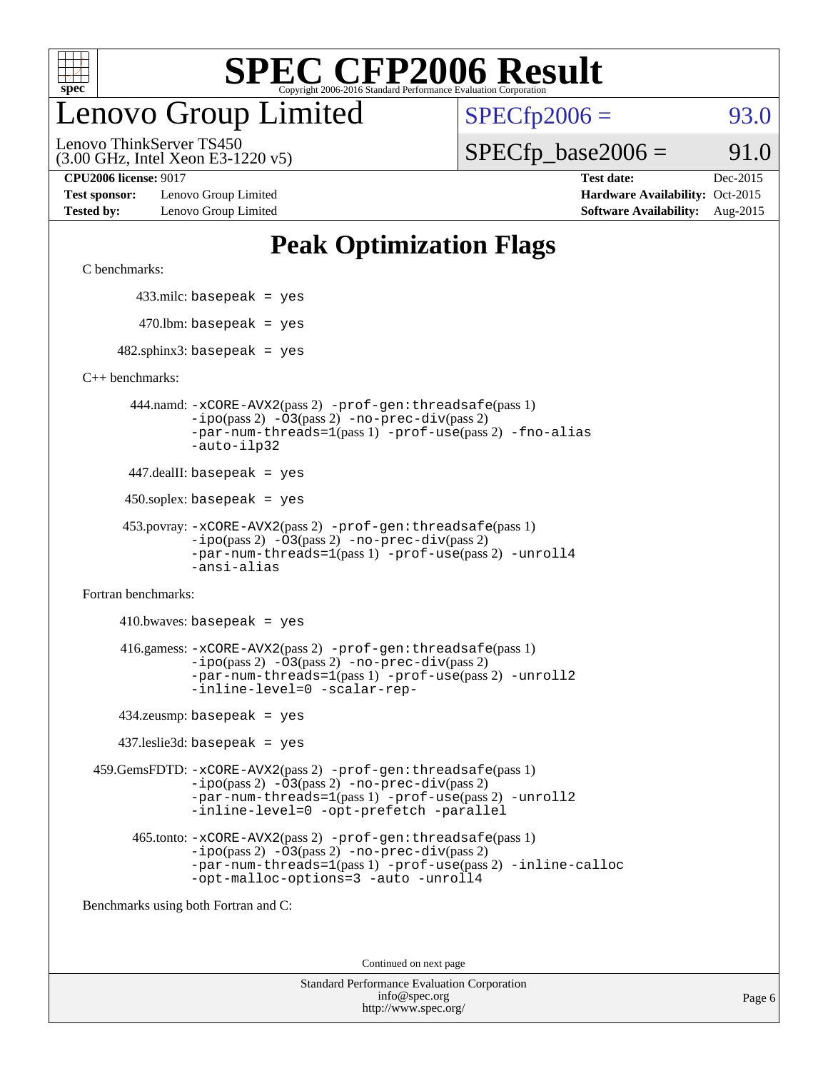# Peak Optimization Flags

C benchmarks:

433.milc: `basepeak = yes`

470.lbm: `basepeak = yes`

482.sphinx3: `basepeak = yes`

C++ benchmarks:

444.namd: `-xCORE-AVX2`(pass 2) `-prof-gen:threadsafe`(pass 1) `-ipo`(pass 2) `-O3`(pass 2) `-no-prec-div`(pass 2) `-par-num-threads=1`(pass 1) `-prof-use`(pass 2) `-fno-alias` `-auto-ilp32`

447.dealII: `basepeak = yes`

450.soplex: `basepeak = yes`

453.povray: `-xCORE-AVX2`(pass 2) `-prof-gen:threadsafe`(pass 1) `-ipo`(pass 2) `-O3`(pass 2) `-no-prec-div`(pass 2) `-par-num-threads=1`(pass 1) `-prof-use`(pass 2) `-unroll4` `-ansi-alias`

Fortran benchmarks:

410.bwaves: `basepeak = yes`

416.gamess: `-xCORE-AVX2`(pass 2) `-prof-gen:threadsafe`(pass 1) `-ipo`(pass 2) `-O3`(pass 2) `-no-prec-div`(pass 2) `-par-num-threads=1`(pass 1) `-prof-use`(pass 2) `-unroll2` `-inline-level=0` `-scalar-rep-`

434.zeusmp: `basepeak = yes`

437.leslie3d: `basepeak = yes`

459.GemsFDTD: `-xCORE-AVX2`(pass 2) `-prof-gen:threadsafe`(pass 1) `-ipo`(pass 2) `-O3`(pass 2) `-no-prec-div`(pass 2) `-par-num-threads=1`(pass 1) `-prof-use`(pass 2) `-unroll2` `-inline-level=0` `-opt-prefetch` `-parallel`

465.tonto: `-xCORE-AVX2`(pass 2) `-prof-gen:threadsafe`(pass 1) `-ipo`(pass 2) `-O3`(pass 2) `-no-prec-div`(pass 2) `-par-num-threads=1`(pass 1) `-prof-use`(pass 2) `-inline-calloc` `-opt-malloc-options=3` `-auto` `-unroll4`

Benchmarks using both Fortran and C:

Continued on next page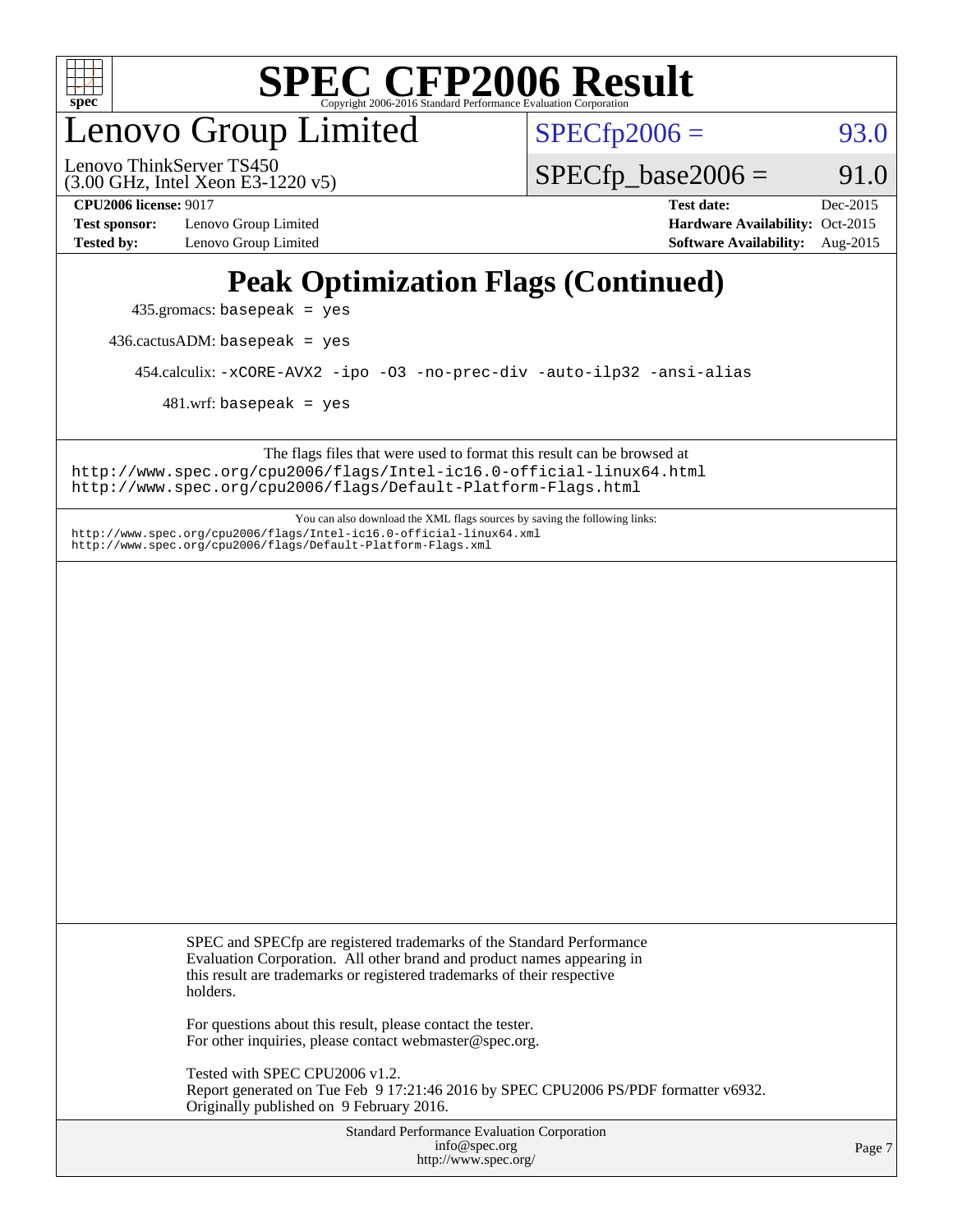# SPEC CFP2006 Result

Copyright 2006-2016 Standard Performance Evaluation Corporation

## Lenovo Group Limited

Lenovo ThinkServer TS450
(3.00 GHz, Intel Xeon E3-1220 v5)

SPECfp2006 = 93.0

SPECfp_base2006 = 91.0

**CPU2006 license:** 9017
**Test sponsor:** Lenovo Group Limited
**Tested by:** Lenovo Group Limited

**Test date:** Dec-2015
**Hardware Availability:** Oct-2015
**Software Availability:** Aug-2015

## Peak Optimization Flags (Continued)

435.gromacs: `basepeak = yes`

436.cactusADM: `basepeak = yes`

454.calculix: `-xCORE-AVX2 -ipo -O3 -no-prec-div -auto-ilp32 -ansi-alias`

481.wrf: `basepeak = yes`

The flags files that were used to format this result can be browsed at
http://www.spec.org/cpu2006/flags/Intel-ic16.0-official-linux64.html
http://www.spec.org/cpu2006/flags/Default-Platform-Flags.html

You can also download the XML flags sources by saving the following links:
http://www.spec.org/cpu2006/flags/Intel-ic16.0-official-linux64.xml
http://www.spec.org/cpu2006/flags/Default-Platform-Flags.xml

SPEC and SPECfp are registered trademarks of the Standard Performance Evaluation Corporation. All other brand and product names appearing in this result are trademarks or registered trademarks of their respective holders.

For questions about this result, please contact the tester.
For other inquiries, please contact webmaster@spec.org.

Tested with SPEC CPU2006 v1.2.
Report generated on Tue Feb 9 17:21:46 2016 by SPEC CPU2006 PS/PDF formatter v6932.
Originally published on 9 February 2016.

Standard Performance Evaluation Corporation
info@spec.org
http://www.spec.org/